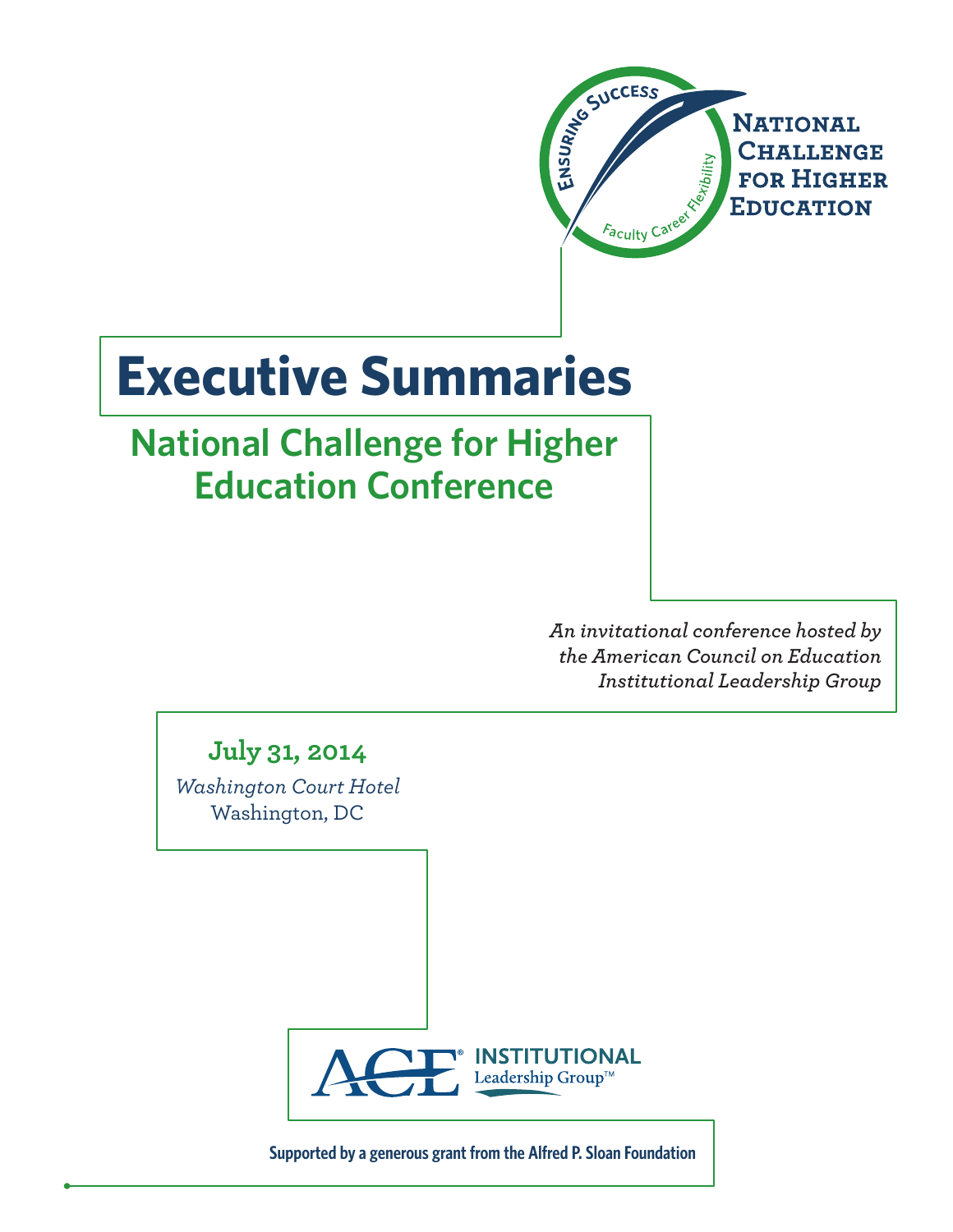Ensuring Success

Faculty Career Flexibility

**National Challenge for Higher Education**

# Executive Summaries

## National Challenge for Higher Education Conference

*An invitational conference hosted by the American Council on Education Institutional Leadership Group*

**July 31, 2014**

*Washington Court Hotel*

Washington, DC

ACE® INSTITUTIONAL Leadership Group™

**Supported by a generous grant from the Alfred P. Sloan Foundation**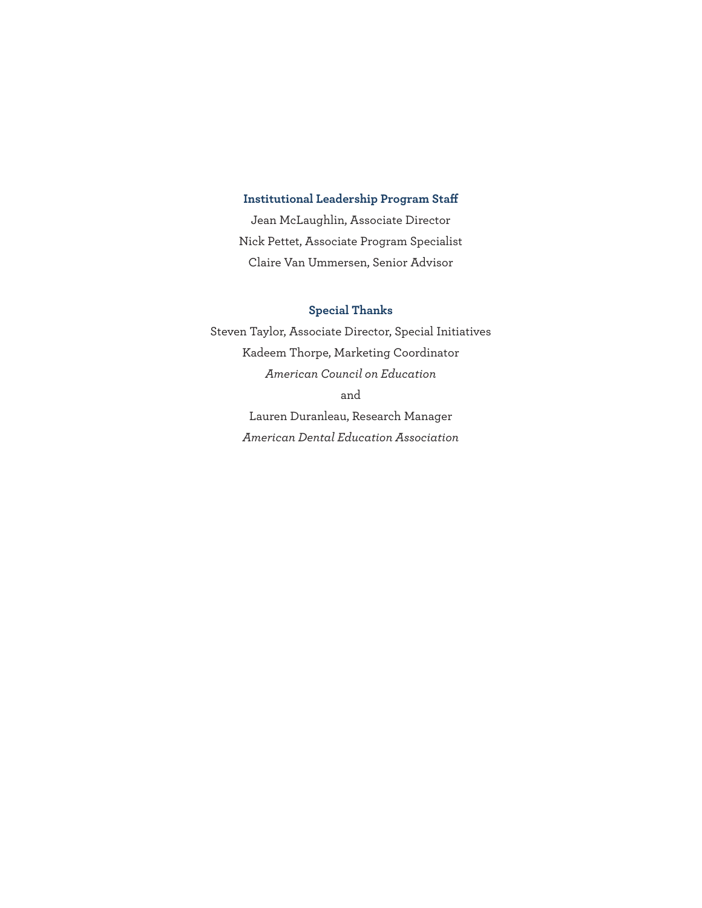**Institutional Leadership Program Staff**

Jean McLaughlin, Associate Director

Nick Pettet, Associate Program Specialist

Claire Van Ummersen, Senior Advisor

**Special Thanks**

Steven Taylor, Associate Director, Special Initiatives

Kadeem Thorpe, Marketing Coordinator

*American Council on Education*

and

Lauren Duranleau, Research Manager

*American Dental Education Association*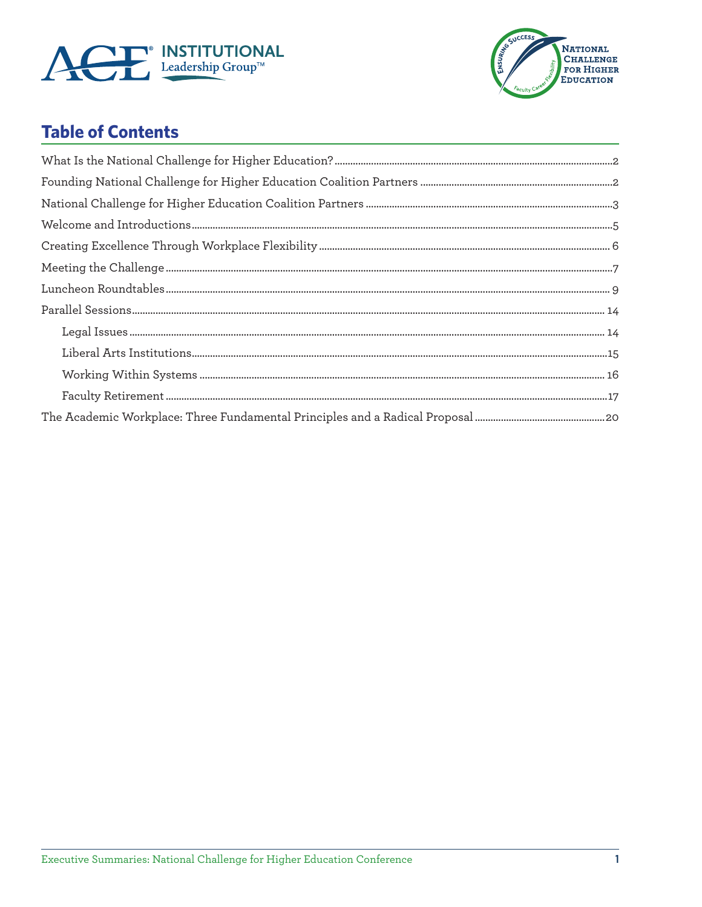## Table of Contents

What Is the National Challenge for Higher Education? ..... 2

Founding National Challenge for Higher Education Coalition Partners ..... 2

National Challenge for Higher Education Coalition Partners ..... 3

Welcome and Introductions ..... 5

Creating Excellence Through Workplace Flexibility ..... 6

Meeting the Challenge ..... 7

Luncheon Roundtables ..... 9

Parallel Sessions ..... 14

- Legal Issues ..... 14
- Liberal Arts Institutions ..... 15
- Working Within Systems ..... 16
- Faculty Retirement ..... 17

The Academic Workplace: Three Fundamental Principles and a Radical Proposal ..... 20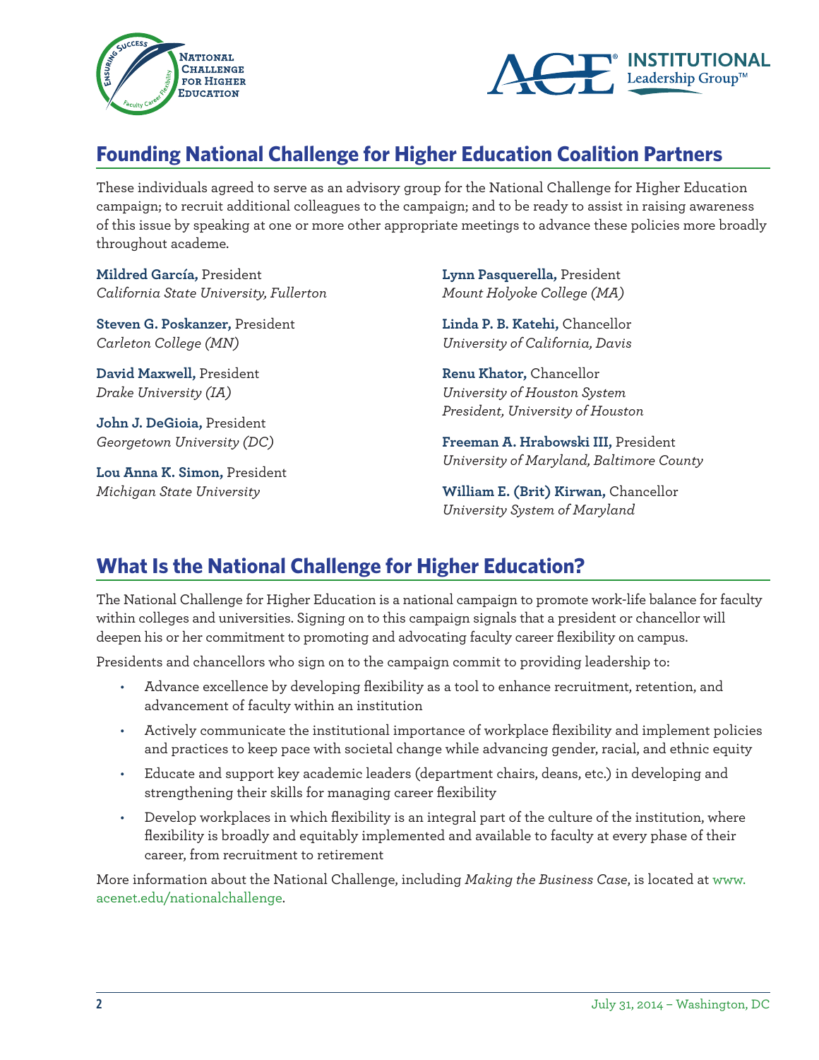## Founding National Challenge for Higher Education Coalition Partners

These individuals agreed to serve as an advisory group for the National Challenge for Higher Education campaign; to recruit additional colleagues to the campaign; and to be ready to assist in raising awareness of this issue by speaking at one or more other appropriate meetings to advance these policies more broadly throughout academe.

**Mildred García,** President
*California State University, Fullerton*

**Steven G. Poskanzer,** President
*Carleton College (MN)*

**David Maxwell,** President
*Drake University (IA)*

**John J. DeGioia,** President
*Georgetown University (DC)*

**Lou Anna K. Simon,** President
*Michigan State University*

**Lynn Pasquerella,** President
*Mount Holyoke College (MA)*

**Linda P. B. Katehi,** Chancellor
*University of California, Davis*

**Renu Khator,** Chancellor
*University of Houston System*
*President, University of Houston*

**Freeman A. Hrabowski III,** President
*University of Maryland, Baltimore County*

**William E. (Brit) Kirwan,** Chancellor
*University System of Maryland*

## What Is the National Challenge for Higher Education?

The National Challenge for Higher Education is a national campaign to promote work-life balance for faculty within colleges and universities. Signing on to this campaign signals that a president or chancellor will deepen his or her commitment to promoting and advocating faculty career flexibility on campus.

Presidents and chancellors who sign on to the campaign commit to providing leadership to:

- Advance excellence by developing flexibility as a tool to enhance recruitment, retention, and advancement of faculty within an institution
- Actively communicate the institutional importance of workplace flexibility and implement policies and practices to keep pace with societal change while advancing gender, racial, and ethnic equity
- Educate and support key academic leaders (department chairs, deans, etc.) in developing and strengthening their skills for managing career flexibility
- Develop workplaces in which flexibility is an integral part of the culture of the institution, where flexibility is broadly and equitably implemented and available to faculty at every phase of their career, from recruitment to retirement

More information about the National Challenge, including *Making the Business Case*, is located at www.acenet.edu/nationalchallenge.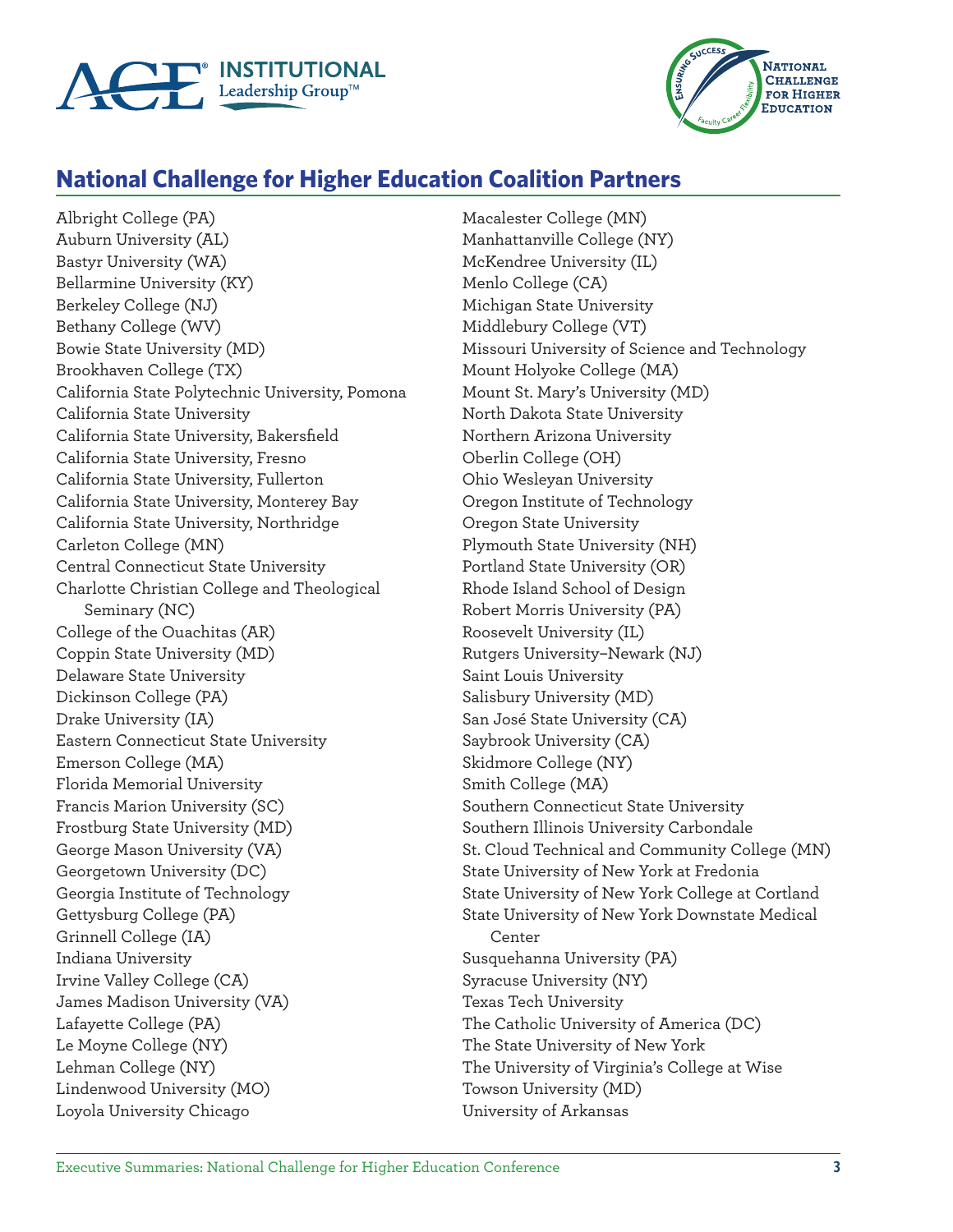## National Challenge for Higher Education Coalition Partners

Albright College (PA)
Auburn University (AL)
Bastyr University (WA)
Bellarmine University (KY)
Berkeley College (NJ)
Bethany College (WV)
Bowie State University (MD)
Brookhaven College (TX)
California State Polytechnic University, Pomona
California State University
California State University, Bakersfield
California State University, Fresno
California State University, Fullerton
California State University, Monterey Bay
California State University, Northridge
Carleton College (MN)
Central Connecticut State University
Charlotte Christian College and Theological Seminary (NC)
College of the Ouachitas (AR)
Coppin State University (MD)
Delaware State University
Dickinson College (PA)
Drake University (IA)
Eastern Connecticut State University
Emerson College (MA)
Florida Memorial University
Francis Marion University (SC)
Frostburg State University (MD)
George Mason University (VA)
Georgetown University (DC)
Georgia Institute of Technology
Gettysburg College (PA)
Grinnell College (IA)
Indiana University
Irvine Valley College (CA)
James Madison University (VA)
Lafayette College (PA)
Le Moyne College (NY)
Lehman College (NY)
Lindenwood University (MO)
Loyola University Chicago
Macalester College (MN)
Manhattanville College (NY)
McKendree University (IL)
Menlo College (CA)
Michigan State University
Middlebury College (VT)
Missouri University of Science and Technology
Mount Holyoke College (MA)
Mount St. Mary's University (MD)
North Dakota State University
Northern Arizona University
Oberlin College (OH)
Ohio Wesleyan University
Oregon Institute of Technology
Oregon State University
Plymouth State University (NH)
Portland State University (OR)
Rhode Island School of Design
Robert Morris University (PA)
Roosevelt University (IL)
Rutgers University–Newark (NJ)
Saint Louis University
Salisbury University (MD)
San José State University (CA)
Saybrook University (CA)
Skidmore College (NY)
Smith College (MA)
Southern Connecticut State University
Southern Illinois University Carbondale
St. Cloud Technical and Community College (MN)
State University of New York at Fredonia
State University of New York College at Cortland
State University of New York Downstate Medical Center
Susquehanna University (PA)
Syracuse University (NY)
Texas Tech University
The Catholic University of America (DC)
The State University of New York
The University of Virginia's College at Wise
Towson University (MD)
University of Arkansas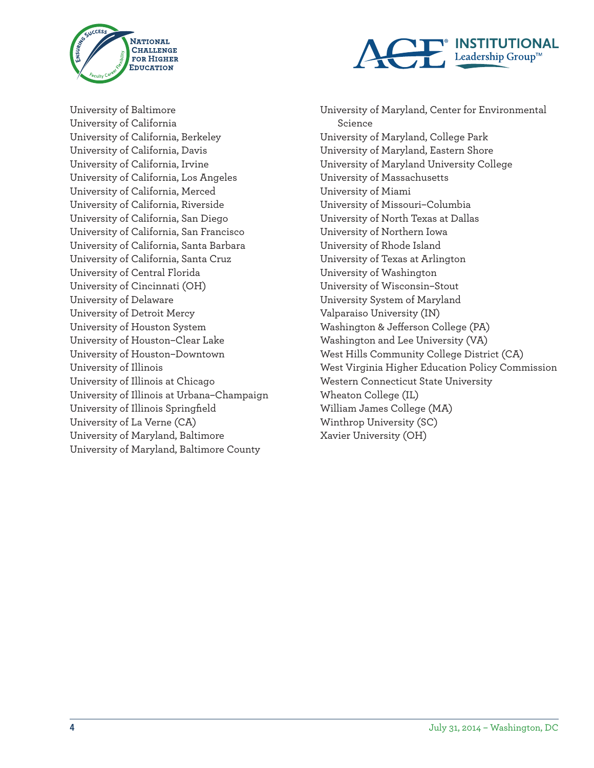University of Baltimore
University of California
University of California, Berkeley
University of California, Davis
University of California, Irvine
University of California, Los Angeles
University of California, Merced
University of California, Riverside
University of California, San Diego
University of California, San Francisco
University of California, Santa Barbara
University of California, Santa Cruz
University of Central Florida
University of Cincinnati (OH)
University of Delaware
University of Detroit Mercy
University of Houston System
University of Houston–Clear Lake
University of Houston–Downtown
University of Illinois
University of Illinois at Chicago
University of Illinois at Urbana–Champaign
University of Illinois Springfield
University of La Verne (CA)
University of Maryland, Baltimore
University of Maryland, Baltimore County
University of Maryland, Center for Environmental Science
University of Maryland, College Park
University of Maryland, Eastern Shore
University of Maryland University College
University of Massachusetts
University of Miami
University of Missouri–Columbia
University of North Texas at Dallas
University of Northern Iowa
University of Rhode Island
University of Texas at Arlington
University of Washington
University of Wisconsin–Stout
University System of Maryland
Valparaiso University (IN)
Washington & Jefferson College (PA)
Washington and Lee University (VA)
West Hills Community College District (CA)
West Virginia Higher Education Policy Commission
Western Connecticut State University
Wheaton College (IL)
William James College (MA)
Winthrop University (SC)
Xavier University (OH)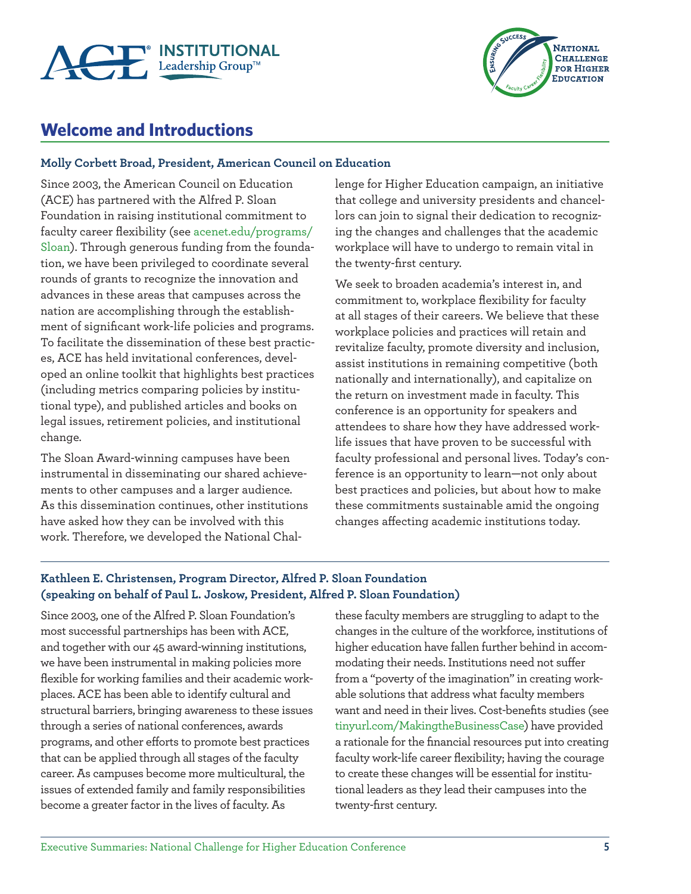## Welcome and Introductions

**Molly Corbett Broad, President, American Council on Education**

Since 2003, the American Council on Education (ACE) has partnered with the Alfred P. Sloan Foundation in raising institutional commitment to faculty career flexibility (see acenet.edu/programs/Sloan). Through generous funding from the foundation, we have been privileged to coordinate several rounds of grants to recognize the innovation and advances in these areas that campuses across the nation are accomplishing through the establishment of significant work-life policies and programs. To facilitate the dissemination of these best practices, ACE has held invitational conferences, developed an online toolkit that highlights best practices (including metrics comparing policies by institutional type), and published articles and books on legal issues, retirement policies, and institutional change.

The Sloan Award-winning campuses have been instrumental in disseminating our shared achievements to other campuses and a larger audience. As this dissemination continues, other institutions have asked how they can be involved with this work. Therefore, we developed the National Challenge for Higher Education campaign, an initiative that college and university presidents and chancellors can join to signal their dedication to recognizing the changes and challenges that the academic workplace will have to undergo to remain vital in the twenty-first century.

We seek to broaden academia's interest in, and commitment to, workplace flexibility for faculty at all stages of their careers. We believe that these workplace policies and practices will retain and revitalize faculty, promote diversity and inclusion, assist institutions in remaining competitive (both nationally and internationally), and capitalize on the return on investment made in faculty. This conference is an opportunity for speakers and attendees to share how they have addressed work-life issues that have proven to be successful with faculty professional and personal lives. Today's conference is an opportunity to learn—not only about best practices and policies, but about how to make these commitments sustainable amid the ongoing changes affecting academic institutions today.

**Kathleen E. Christensen, Program Director, Alfred P. Sloan Foundation (speaking on behalf of Paul L. Joskow, President, Alfred P. Sloan Foundation)**

Since 2003, one of the Alfred P. Sloan Foundation's most successful partnerships has been with ACE, and together with our 45 award-winning institutions, we have been instrumental in making policies more flexible for working families and their academic workplaces. ACE has been able to identify cultural and structural barriers, bringing awareness to these issues through a series of national conferences, awards programs, and other efforts to promote best practices that can be applied through all stages of the faculty career. As campuses become more multicultural, the issues of extended family and family responsibilities become a greater factor in the lives of faculty. As these faculty members are struggling to adapt to the changes in the culture of the workforce, institutions of higher education have fallen further behind in accommodating their needs. Institutions need not suffer from a "poverty of the imagination" in creating workable solutions that address what faculty members want and need in their lives. Cost-benefits studies (see tinyurl.com/MakingtheBusinessCase) have provided a rationale for the financial resources put into creating faculty work-life career flexibility; having the courage to create these changes will be essential for institutional leaders as they lead their campuses into the twenty-first century.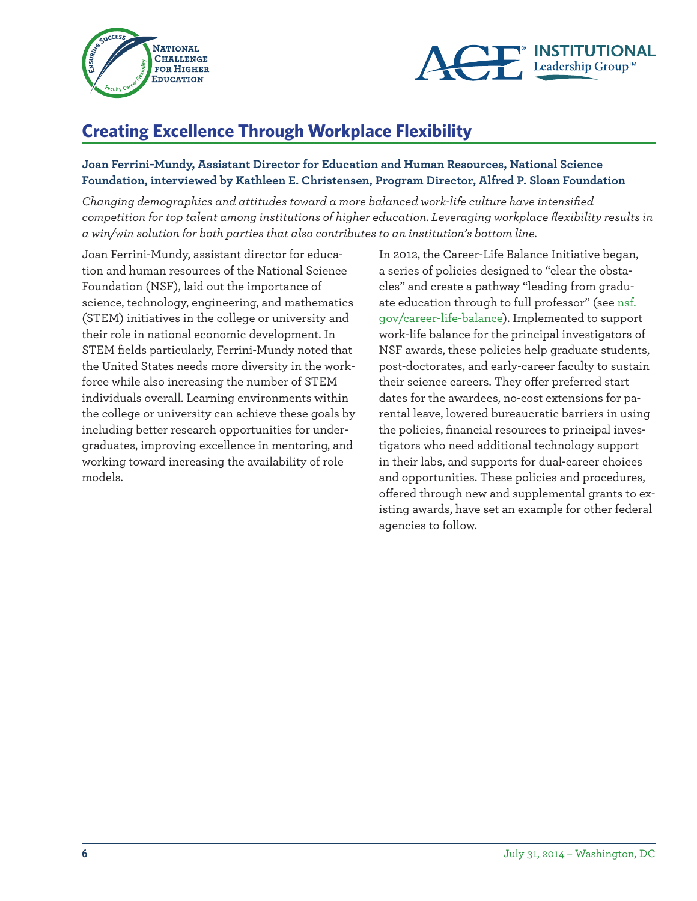## Creating Excellence Through Workplace Flexibility

**Joan Ferrini-Mundy, Assistant Director for Education and Human Resources, National Science Foundation, interviewed by Kathleen E. Christensen, Program Director, Alfred P. Sloan Foundation**

*Changing demographics and attitudes toward a more balanced work-life culture have intensified competition for top talent among institutions of higher education. Leveraging workplace flexibility results in a win/win solution for both parties that also contributes to an institution's bottom line.*

Joan Ferrini-Mundy, assistant director for education and human resources of the National Science Foundation (NSF), laid out the importance of science, technology, engineering, and mathematics (STEM) initiatives in the college or university and their role in national economic development. In STEM fields particularly, Ferrini-Mundy noted that the United States needs more diversity in the workforce while also increasing the number of STEM individuals overall. Learning environments within the college or university can achieve these goals by including better research opportunities for undergraduates, improving excellence in mentoring, and working toward increasing the availability of role models.

In 2012, the Career-Life Balance Initiative began, a series of policies designed to "clear the obstacles" and create a pathway "leading from graduate education through to full professor" (see nsf.gov/career-life-balance). Implemented to support work-life balance for the principal investigators of NSF awards, these policies help graduate students, post-doctorates, and early-career faculty to sustain their science careers. They offer preferred start dates for the awardees, no-cost extensions for parental leave, lowered bureaucratic barriers in using the policies, financial resources to principal investigators who need additional technology support in their labs, and supports for dual-career choices and opportunities. These policies and procedures, offered through new and supplemental grants to existing awards, have set an example for other federal agencies to follow.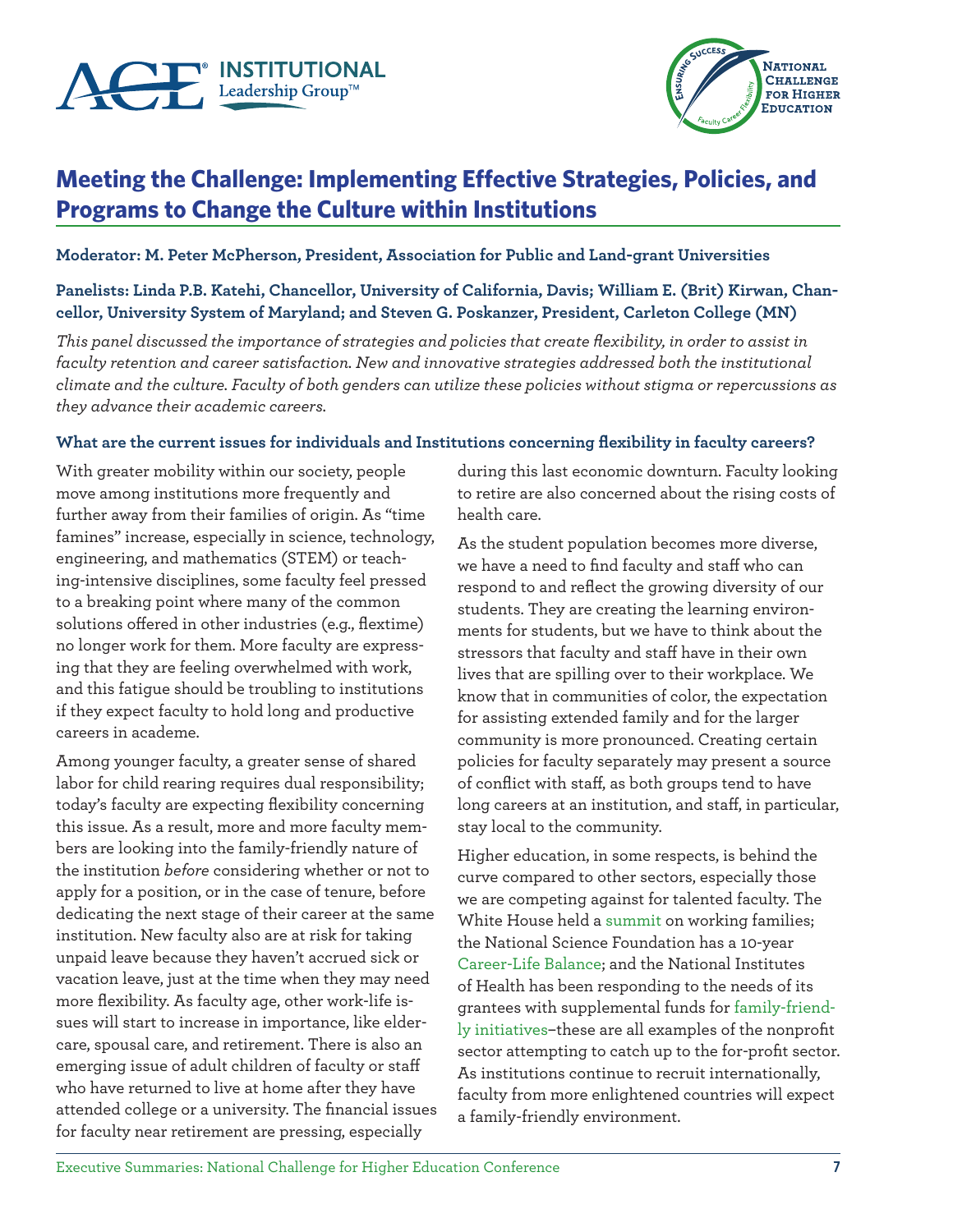# Meeting the Challenge: Implementing Effective Strategies, Policies, and Programs to Change the Culture within Institutions

**Moderator: M. Peter McPherson, President, Association for Public and Land-grant Universities**

**Panelists: Linda P.B. Katehi, Chancellor, University of California, Davis; William E. (Brit) Kirwan, Chancellor, University System of Maryland; and Steven G. Poskanzer, President, Carleton College (MN)**

*This panel discussed the importance of strategies and policies that create flexibility, in order to assist in faculty retention and career satisfaction. New and innovative strategies addressed both the institutional climate and the culture. Faculty of both genders can utilize these policies without stigma or repercussions as they advance their academic careers.*

**What are the current issues for individuals and Institutions concerning flexibility in faculty careers?**

With greater mobility within our society, people move among institutions more frequently and further away from their families of origin. As "time famines" increase, especially in science, technology, engineering, and mathematics (STEM) or teaching-intensive disciplines, some faculty feel pressed to a breaking point where many of the common solutions offered in other industries (e.g., flextime) no longer work for them. More faculty are expressing that they are feeling overwhelmed with work, and this fatigue should be troubling to institutions if they expect faculty to hold long and productive careers in academe.

Among younger faculty, a greater sense of shared labor for child rearing requires dual responsibility; today's faculty are expecting flexibility concerning this issue. As a result, more and more faculty members are looking into the family-friendly nature of the institution *before* considering whether or not to apply for a position, or in the case of tenure, before dedicating the next stage of their career at the same institution. New faculty also are at risk for taking unpaid leave because they haven't accrued sick or vacation leave, just at the time when they may need more flexibility. As faculty age, other work-life issues will start to increase in importance, like eldercare, spousal care, and retirement. There is also an emerging issue of adult children of faculty or staff who have returned to live at home after they have attended college or a university. The financial issues for faculty near retirement are pressing, especially during this last economic downturn. Faculty looking to retire are also concerned about the rising costs of health care.

As the student population becomes more diverse, we have a need to find faculty and staff who can respond to and reflect the growing diversity of our students. They are creating the learning environments for students, but we have to think about the stressors that faculty and staff have in their own lives that are spilling over to their workplace. We know that in communities of color, the expectation for assisting extended family and for the larger community is more pronounced. Creating certain policies for faculty separately may present a source of conflict with staff, as both groups tend to have long careers at an institution, and staff, in particular, stay local to the community.

Higher education, in some respects, is behind the curve compared to other sectors, especially those we are competing against for talented faculty. The White House held a summit on working families; the National Science Foundation has a 10-year Career-Life Balance; and the National Institutes of Health has been responding to the needs of its grantees with supplemental funds for family-friendly initiatives–these are all examples of the nonprofit sector attempting to catch up to the for-profit sector. As institutions continue to recruit internationally, faculty from more enlightened countries will expect a family-friendly environment.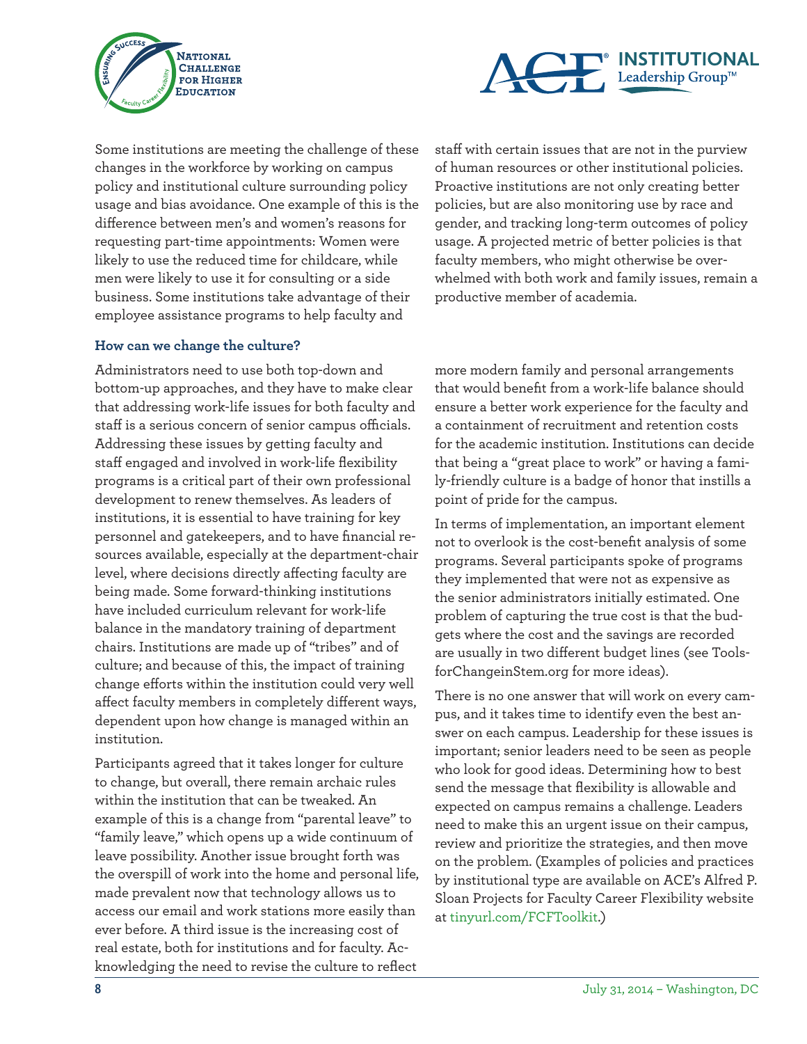Some institutions are meeting the challenge of these changes in the workforce by working on campus policy and institutional culture surrounding policy usage and bias avoidance. One example of this is the difference between men's and women's reasons for requesting part-time appointments: Women were likely to use the reduced time for childcare, while men were likely to use it for consulting or a side business. Some institutions take advantage of their employee assistance programs to help faculty and staff with certain issues that are not in the purview of human resources or other institutional policies. Proactive institutions are not only creating better policies, but are also monitoring use by race and gender, and tracking long-term outcomes of policy usage. A projected metric of better policies is that faculty members, who might otherwise be overwhelmed with both work and family issues, remain a productive member of academia.

**How can we change the culture?**

Administrators need to use both top-down and bottom-up approaches, and they have to make clear that addressing work-life issues for both faculty and staff is a serious concern of senior campus officials. Addressing these issues by getting faculty and staff engaged and involved in work-life flexibility programs is a critical part of their own professional development to renew themselves. As leaders of institutions, it is essential to have training for key personnel and gatekeepers, and to have financial resources available, especially at the department-chair level, where decisions directly affecting faculty are being made. Some forward-thinking institutions have included curriculum relevant for work-life balance in the mandatory training of department chairs. Institutions are made up of "tribes" and of culture; and because of this, the impact of training change efforts within the institution could very well affect faculty members in completely different ways, dependent upon how change is managed within an institution.

Participants agreed that it takes longer for culture to change, but overall, there remain archaic rules within the institution that can be tweaked. An example of this is a change from "parental leave" to "family leave," which opens up a wide continuum of leave possibility. Another issue brought forth was the overspill of work into the home and personal life, made prevalent now that technology allows us to access our email and work stations more easily than ever before. A third issue is the increasing cost of real estate, both for institutions and for faculty. Acknowledging the need to revise the culture to reflect more modern family and personal arrangements that would benefit from a work-life balance should ensure a better work experience for the faculty and a containment of recruitment and retention costs for the academic institution. Institutions can decide that being a "great place to work" or having a family-friendly culture is a badge of honor that instills a point of pride for the campus.

In terms of implementation, an important element not to overlook is the cost-benefit analysis of some programs. Several participants spoke of programs they implemented that were not as expensive as the senior administrators initially estimated. One problem of capturing the true cost is that the budgets where the cost and the savings are recorded are usually in two different budget lines (see ToolsforChangeinStem.org for more ideas).

There is no one answer that will work on every campus, and it takes time to identify even the best answer on each campus. Leadership for these issues is important; senior leaders need to be seen as people who look for good ideas. Determining how to best send the message that flexibility is allowable and expected on campus remains a challenge. Leaders need to make this an urgent issue on their campus, review and prioritize the strategies, and then move on the problem. (Examples of policies and practices by institutional type are available on ACE's Alfred P. Sloan Projects for Faculty Career Flexibility website at tinyurl.com/FCFToolkit.)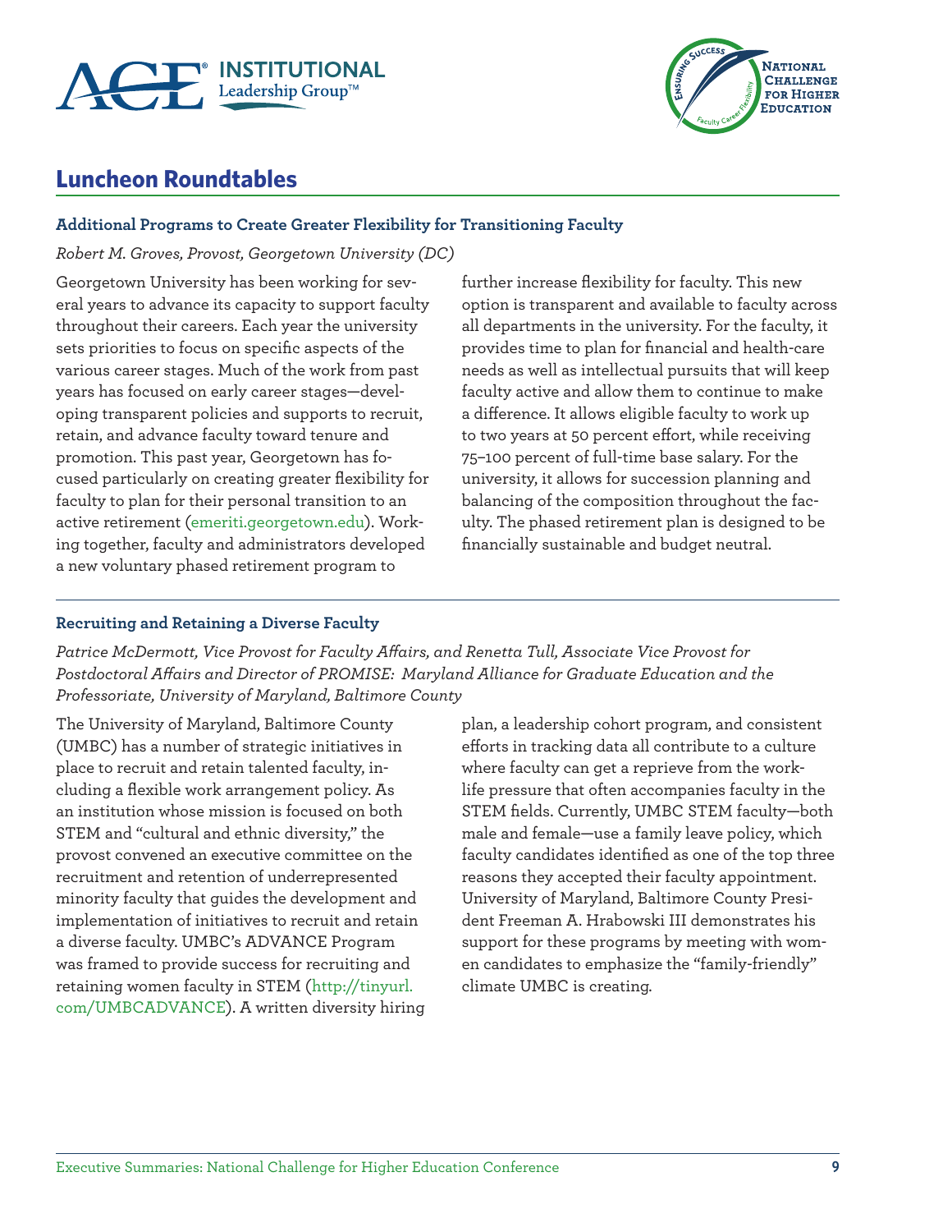## Luncheon Roundtables

### Additional Programs to Create Greater Flexibility for Transitioning Faculty

*Robert M. Groves, Provost, Georgetown University (DC)*

Georgetown University has been working for several years to advance its capacity to support faculty throughout their careers. Each year the university sets priorities to focus on specific aspects of the various career stages. Much of the work from past years has focused on early career stages—developing transparent policies and supports to recruit, retain, and advance faculty toward tenure and promotion. This past year, Georgetown has focused particularly on creating greater flexibility for faculty to plan for their personal transition to an active retirement (emeriti.georgetown.edu). Working together, faculty and administrators developed a new voluntary phased retirement program to further increase flexibility for faculty. This new option is transparent and available to faculty across all departments in the university. For the faculty, it provides time to plan for financial and health-care needs as well as intellectual pursuits that will keep faculty active and allow them to continue to make a difference. It allows eligible faculty to work up to two years at 50 percent effort, while receiving 75–100 percent of full-time base salary. For the university, it allows for succession planning and balancing of the composition throughout the faculty. The phased retirement plan is designed to be financially sustainable and budget neutral.

### Recruiting and Retaining a Diverse Faculty

*Patrice McDermott, Vice Provost for Faculty Affairs, and Renetta Tull, Associate Vice Provost for Postdoctoral Affairs and Director of PROMISE: Maryland Alliance for Graduate Education and the Professoriate, University of Maryland, Baltimore County*

The University of Maryland, Baltimore County (UMBC) has a number of strategic initiatives in place to recruit and retain talented faculty, including a flexible work arrangement policy. As an institution whose mission is focused on both STEM and "cultural and ethnic diversity," the provost convened an executive committee on the recruitment and retention of underrepresented minority faculty that guides the development and implementation of initiatives to recruit and retain a diverse faculty. UMBC's ADVANCE Program was framed to provide success for recruiting and retaining women faculty in STEM (http://tinyurl.com/UMBCADVANCE). A written diversity hiring plan, a leadership cohort program, and consistent efforts in tracking data all contribute to a culture where faculty can get a reprieve from the work-life pressure that often accompanies faculty in the STEM fields. Currently, UMBC STEM faculty—both male and female—use a family leave policy, which faculty candidates identified as one of the top three reasons they accepted their faculty appointment. University of Maryland, Baltimore County President Freeman A. Hrabowski III demonstrates his support for these programs by meeting with women candidates to emphasize the "family-friendly" climate UMBC is creating.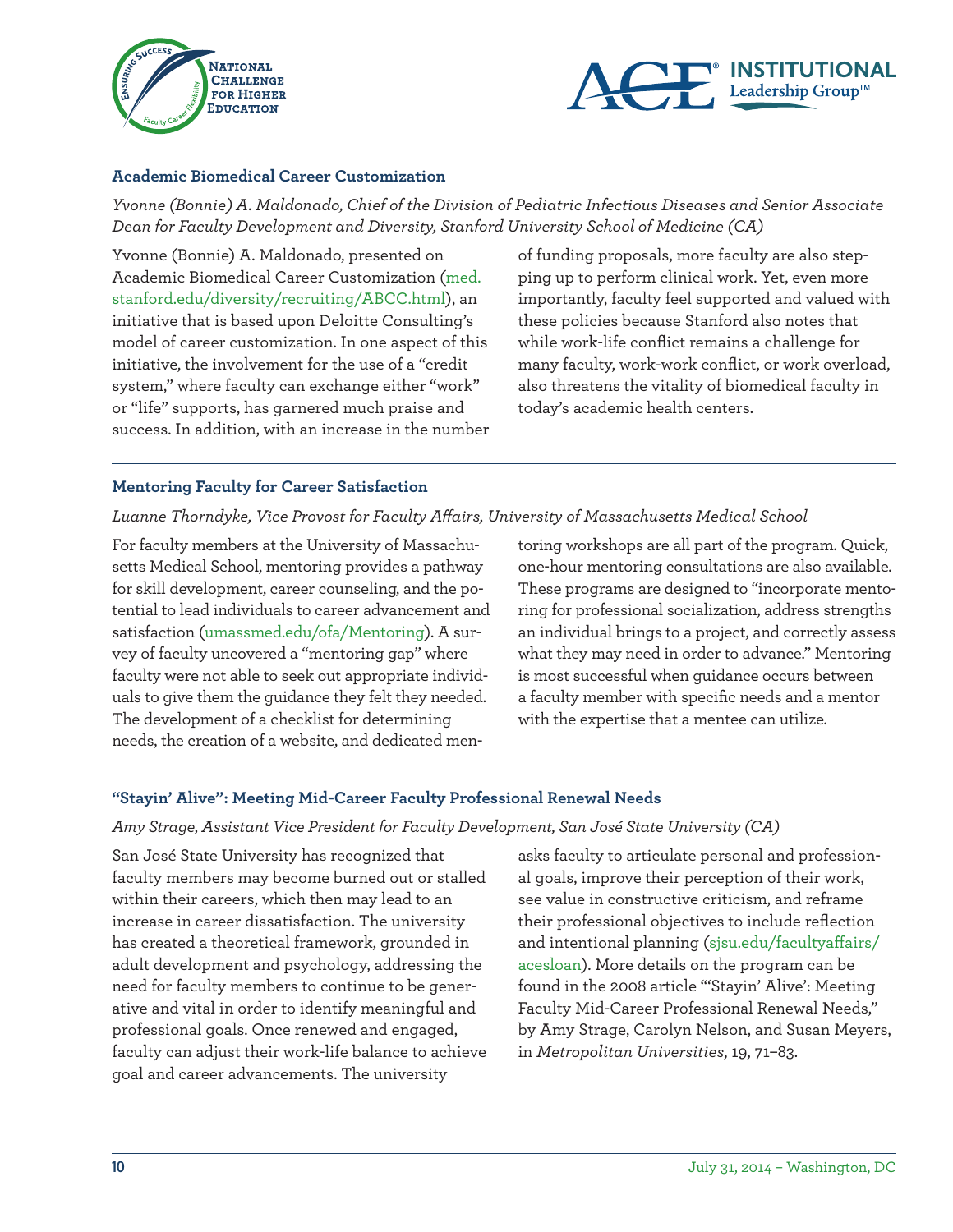### Academic Biomedical Career Customization

*Yvonne (Bonnie) A. Maldonado, Chief of the Division of Pediatric Infectious Diseases and Senior Associate Dean for Faculty Development and Diversity, Stanford University School of Medicine (CA)*

Yvonne (Bonnie) A. Maldonado, presented on Academic Biomedical Career Customization (med.stanford.edu/diversity/recruiting/ABCC.html), an initiative that is based upon Deloitte Consulting's model of career customization. In one aspect of this initiative, the involvement for the use of a "credit system," where faculty can exchange either "work" or "life" supports, has garnered much praise and success. In addition, with an increase in the number of funding proposals, more faculty are also stepping up to perform clinical work. Yet, even more importantly, faculty feel supported and valued with these policies because Stanford also notes that while work-life conflict remains a challenge for many faculty, work-work conflict, or work overload, also threatens the vitality of biomedical faculty in today's academic health centers.

### Mentoring Faculty for Career Satisfaction

*Luanne Thorndyke, Vice Provost for Faculty Affairs, University of Massachusetts Medical School*

For faculty members at the University of Massachusetts Medical School, mentoring provides a pathway for skill development, career counseling, and the potential to lead individuals to career advancement and satisfaction (umassmed.edu/ofa/Mentoring). A survey of faculty uncovered a "mentoring gap" where faculty were not able to seek out appropriate individuals to give them the guidance they felt they needed. The development of a checklist for determining needs, the creation of a website, and dedicated mentoring workshops are all part of the program. Quick, one-hour mentoring consultations are also available. These programs are designed to "incorporate mentoring for professional socialization, address strengths an individual brings to a project, and correctly assess what they may need in order to advance." Mentoring is most successful when guidance occurs between a faculty member with specific needs and a mentor with the expertise that a mentee can utilize.

### "Stayin' Alive": Meeting Mid-Career Faculty Professional Renewal Needs

*Amy Strage, Assistant Vice President for Faculty Development, San José State University (CA)*

San José State University has recognized that faculty members may become burned out or stalled within their careers, which then may lead to an increase in career dissatisfaction. The university has created a theoretical framework, grounded in adult development and psychology, addressing the need for faculty members to continue to be generative and vital in order to identify meaningful and professional goals. Once renewed and engaged, faculty can adjust their work-life balance to achieve goal and career advancements. The university asks faculty to articulate personal and professional goals, improve their perception of their work, see value in constructive criticism, and reframe their professional objectives to include reflection and intentional planning (sjsu.edu/facultyaffairs/acesloan). More details on the program can be found in the 2008 article "'Stayin' Alive': Meeting Faculty Mid-Career Professional Renewal Needs," by Amy Strage, Carolyn Nelson, and Susan Meyers, in *Metropolitan Universities*, 19, 71–83.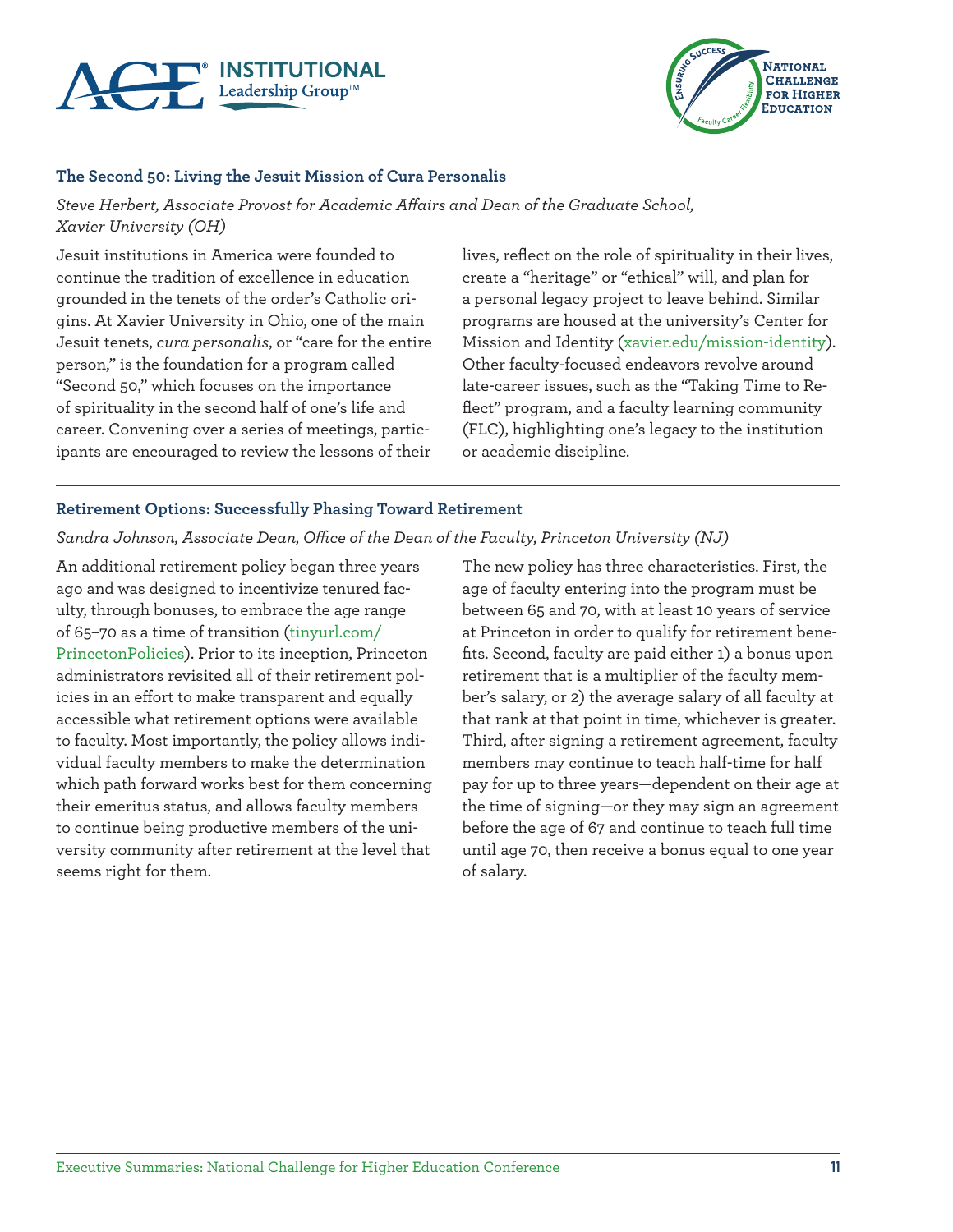### The Second 50: Living the Jesuit Mission of Cura Personalis

*Steve Herbert, Associate Provost for Academic Affairs and Dean of the Graduate School, Xavier University (OH)*

Jesuit institutions in America were founded to continue the tradition of excellence in education grounded in the tenets of the order's Catholic origins. At Xavier University in Ohio, one of the main Jesuit tenets, *cura personalis*, or "care for the entire person," is the foundation for a program called "Second 50," which focuses on the importance of spirituality in the second half of one's life and career. Convening over a series of meetings, participants are encouraged to review the lessons of their lives, reflect on the role of spirituality in their lives, create a "heritage" or "ethical" will, and plan for a personal legacy project to leave behind. Similar programs are housed at the university's Center for Mission and Identity (xavier.edu/mission-identity). Other faculty-focused endeavors revolve around late-career issues, such as the "Taking Time to Reflect" program, and a faculty learning community (FLC), highlighting one's legacy to the institution or academic discipline.

---

### Retirement Options: Successfully Phasing Toward Retirement

*Sandra Johnson, Associate Dean, Office of the Dean of the Faculty, Princeton University (NJ)*

An additional retirement policy began three years ago and was designed to incentivize tenured faculty, through bonuses, to embrace the age range of 65–70 as a time of transition (tinyurl.com/PrincetonPolicies). Prior to its inception, Princeton administrators revisited all of their retirement policies in an effort to make transparent and equally accessible what retirement options were available to faculty. Most importantly, the policy allows individual faculty members to make the determination which path forward works best for them concerning their emeritus status, and allows faculty members to continue being productive members of the university community after retirement at the level that seems right for them.

The new policy has three characteristics. First, the age of faculty entering into the program must be between 65 and 70, with at least 10 years of service at Princeton in order to qualify for retirement benefits. Second, faculty are paid either 1) a bonus upon retirement that is a multiplier of the faculty member's salary, or 2) the average salary of all faculty at that rank at that point in time, whichever is greater. Third, after signing a retirement agreement, faculty members may continue to teach half-time for half pay for up to three years—dependent on their age at the time of signing—or they may sign an agreement before the age of 67 and continue to teach full time until age 70, then receive a bonus equal to one year of salary.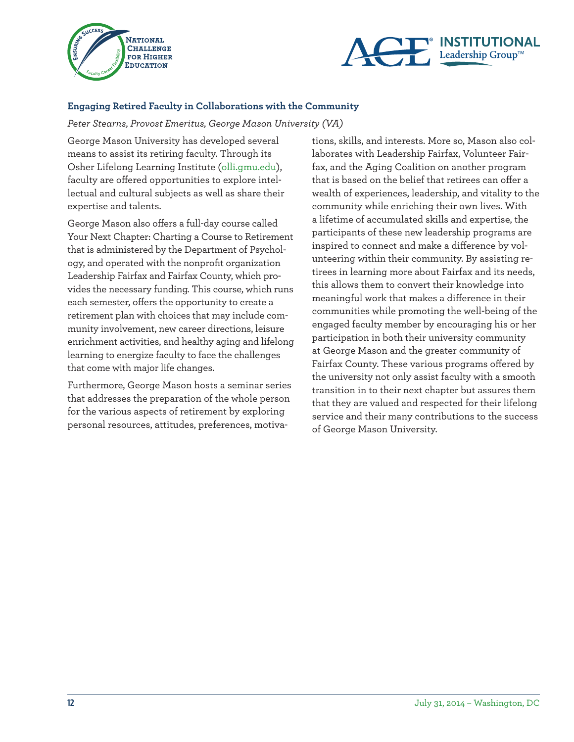### Engaging Retired Faculty in Collaborations with the Community

*Peter Stearns, Provost Emeritus, George Mason University (VA)*

George Mason University has developed several means to assist its retiring faculty. Through its Osher Lifelong Learning Institute (olli.gmu.edu), faculty are offered opportunities to explore intellectual and cultural subjects as well as share their expertise and talents.

George Mason also offers a full-day course called Your Next Chapter: Charting a Course to Retirement that is administered by the Department of Psychology, and operated with the nonprofit organization Leadership Fairfax and Fairfax County, which provides the necessary funding. This course, which runs each semester, offers the opportunity to create a retirement plan with choices that may include community involvement, new career directions, leisure enrichment activities, and healthy aging and lifelong learning to energize faculty to face the challenges that come with major life changes.

Furthermore, George Mason hosts a seminar series that addresses the preparation of the whole person for the various aspects of retirement by exploring personal resources, attitudes, preferences, motivations, skills, and interests. More so, Mason also collaborates with Leadership Fairfax, Volunteer Fairfax, and the Aging Coalition on another program that is based on the belief that retirees can offer a wealth of experiences, leadership, and vitality to the community while enriching their own lives. With a lifetime of accumulated skills and expertise, the participants of these new leadership programs are inspired to connect and make a difference by volunteering within their community. By assisting retirees in learning more about Fairfax and its needs, this allows them to convert their knowledge into meaningful work that makes a difference in their communities while promoting the well-being of the engaged faculty member by encouraging his or her participation in both their university community at George Mason and the greater community of Fairfax County. These various programs offered by the university not only assist faculty with a smooth transition in to their next chapter but assures them that they are valued and respected for their lifelong service and their many contributions to the success of George Mason University.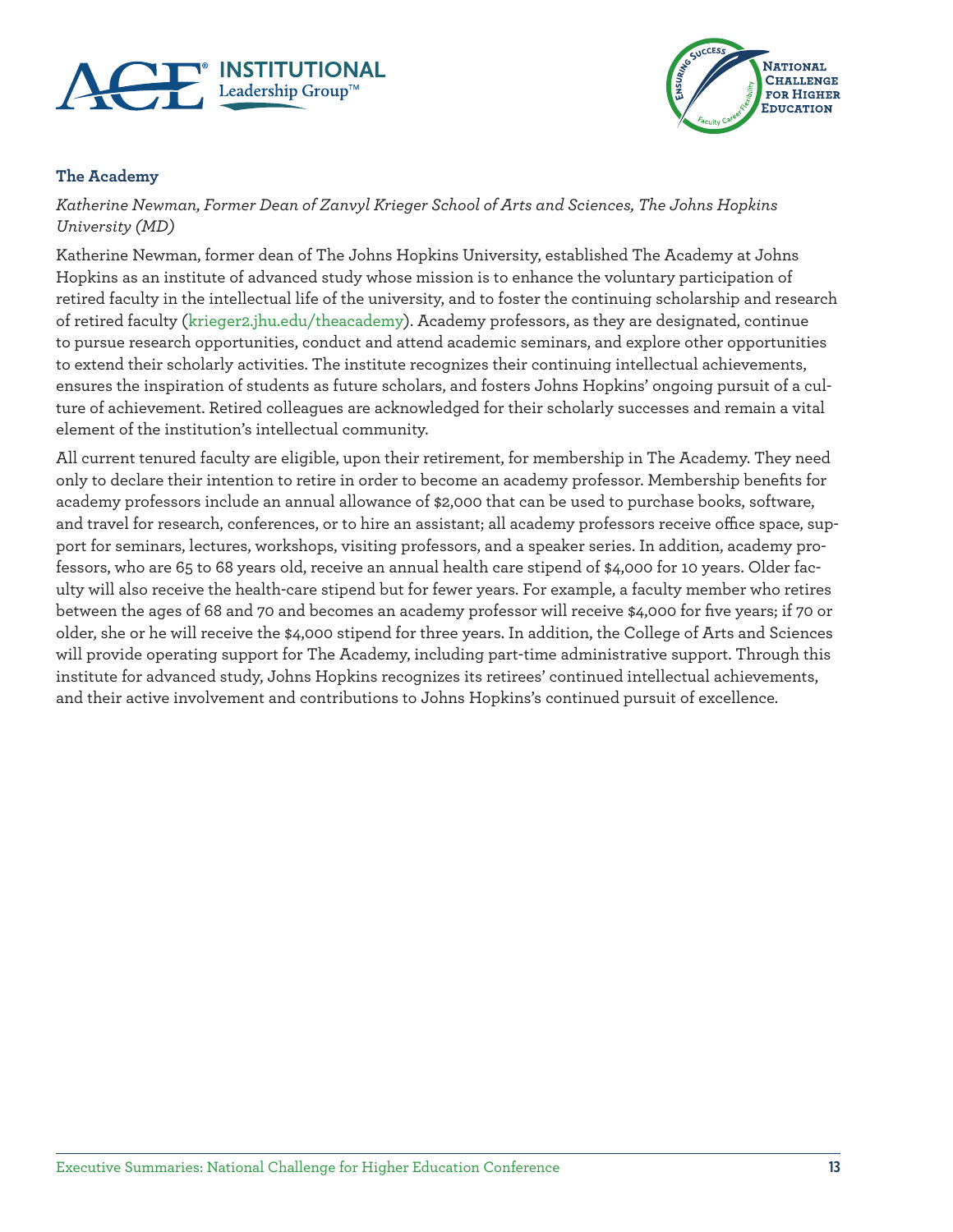### The Academy

*Katherine Newman, Former Dean of Zanvyl Krieger School of Arts and Sciences, The Johns Hopkins University (MD)*

Katherine Newman, former dean of The Johns Hopkins University, established The Academy at Johns Hopkins as an institute of advanced study whose mission is to enhance the voluntary participation of retired faculty in the intellectual life of the university, and to foster the continuing scholarship and research of retired faculty (krieger2.jhu.edu/theacademy). Academy professors, as they are designated, continue to pursue research opportunities, conduct and attend academic seminars, and explore other opportunities to extend their scholarly activities. The institute recognizes their continuing intellectual achievements, ensures the inspiration of students as future scholars, and fosters Johns Hopkins' ongoing pursuit of a culture of achievement. Retired colleagues are acknowledged for their scholarly successes and remain a vital element of the institution's intellectual community.

All current tenured faculty are eligible, upon their retirement, for membership in The Academy. They need only to declare their intention to retire in order to become an academy professor. Membership benefits for academy professors include an annual allowance of $2,000 that can be used to purchase books, software, and travel for research, conferences, or to hire an assistant; all academy professors receive office space, support for seminars, lectures, workshops, visiting professors, and a speaker series. In addition, academy professors, who are 65 to 68 years old, receive an annual health care stipend of $4,000 for 10 years. Older faculty will also receive the health-care stipend but for fewer years. For example, a faculty member who retires between the ages of 68 and 70 and becomes an academy professor will receive $4,000 for five years; if 70 or older, she or he will receive the $4,000 stipend for three years. In addition, the College of Arts and Sciences will provide operating support for The Academy, including part-time administrative support. Through this institute for advanced study, Johns Hopkins recognizes its retirees' continued intellectual achievements, and their active involvement and contributions to Johns Hopkins's continued pursuit of excellence.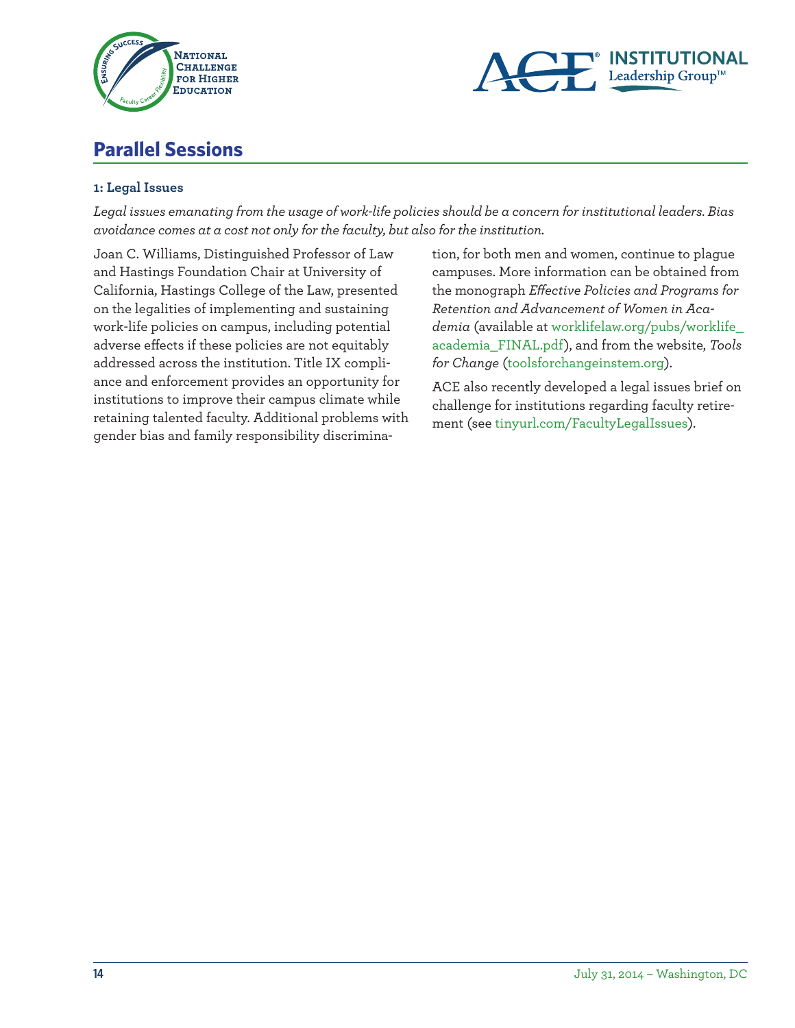## Parallel Sessions

### 1: Legal Issues

*Legal issues emanating from the usage of work-life policies should be a concern for institutional leaders. Bias avoidance comes at a cost not only for the faculty, but also for the institution.*

Joan C. Williams, Distinguished Professor of Law and Hastings Foundation Chair at University of California, Hastings College of the Law, presented on the legalities of implementing and sustaining work-life policies on campus, including potential adverse effects if these policies are not equitably addressed across the institution. Title IX compliance and enforcement provides an opportunity for institutions to improve their campus climate while retaining talented faculty. Additional problems with gender bias and family responsibility discrimination, for both men and women, continue to plague campuses. More information can be obtained from the monograph *Effective Policies and Programs for Retention and Advancement of Women in Academia* (available at worklifelaw.org/pubs/worklife_academia_FINAL.pdf), and from the website, *Tools for Change* (toolsforchangeinstem.org).

ACE also recently developed a legal issues brief on challenge for institutions regarding faculty retirement (see tinyurl.com/FacultyLegalIssues).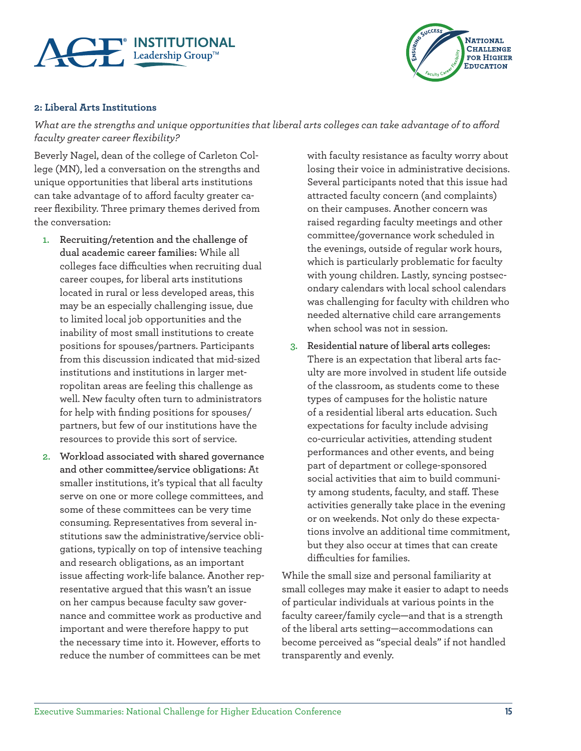## 2: Liberal Arts Institutions

*What are the strengths and unique opportunities that liberal arts colleges can take advantage of to afford faculty greater career flexibility?*

Beverly Nagel, dean of the college of Carleton College (MN), led a conversation on the strengths and unique opportunities that liberal arts institutions can take advantage of to afford faculty greater career flexibility. Three primary themes derived from the conversation:

1. **Recruiting/retention and the challenge of dual academic career families:** While all colleges face difficulties when recruiting dual career coupes, for liberal arts institutions located in rural or less developed areas, this may be an especially challenging issue, due to limited local job opportunities and the inability of most small institutions to create positions for spouses/partners. Participants from this discussion indicated that mid-sized institutions and institutions in larger metropolitan areas are feeling this challenge as well. New faculty often turn to administrators for help with finding positions for spouses/partners, but few of our institutions have the resources to provide this sort of service.
2. **Workload associated with shared governance and other committee/service obligations:** At smaller institutions, it's typical that all faculty serve on one or more college committees, and some of these committees can be very time consuming. Representatives from several institutions saw the administrative/service obligations, typically on top of intensive teaching and research obligations, as an important issue affecting work-life balance. Another representative argued that this wasn't an issue on her campus because faculty saw governance and committee work as productive and important and were therefore happy to put the necessary time into it. However, efforts to reduce the number of committees can be met with faculty resistance as faculty worry about losing their voice in administrative decisions. Several participants noted that this issue had attracted faculty concern (and complaints) on their campuses. Another concern was raised regarding faculty meetings and other committee/governance work scheduled in the evenings, outside of regular work hours, which is particularly problematic for faculty with young children. Lastly, syncing postsecondary calendars with local school calendars was challenging for faculty with children who needed alternative child care arrangements when school was not in session.
3. **Residential nature of liberal arts colleges:** There is an expectation that liberal arts faculty are more involved in student life outside of the classroom, as students come to these types of campuses for the holistic nature of a residential liberal arts education. Such expectations for faculty include advising co-curricular activities, attending student performances and other events, and being part of department or college-sponsored social activities that aim to build community among students, faculty, and staff. These activities generally take place in the evening or on weekends. Not only do these expectations involve an additional time commitment, but they also occur at times that can create difficulties for families.

While the small size and personal familiarity at small colleges may make it easier to adapt to needs of particular individuals at various points in the faculty career/family cycle—and that is a strength of the liberal arts setting—accommodations can become perceived as "special deals" if not handled transparently and evenly.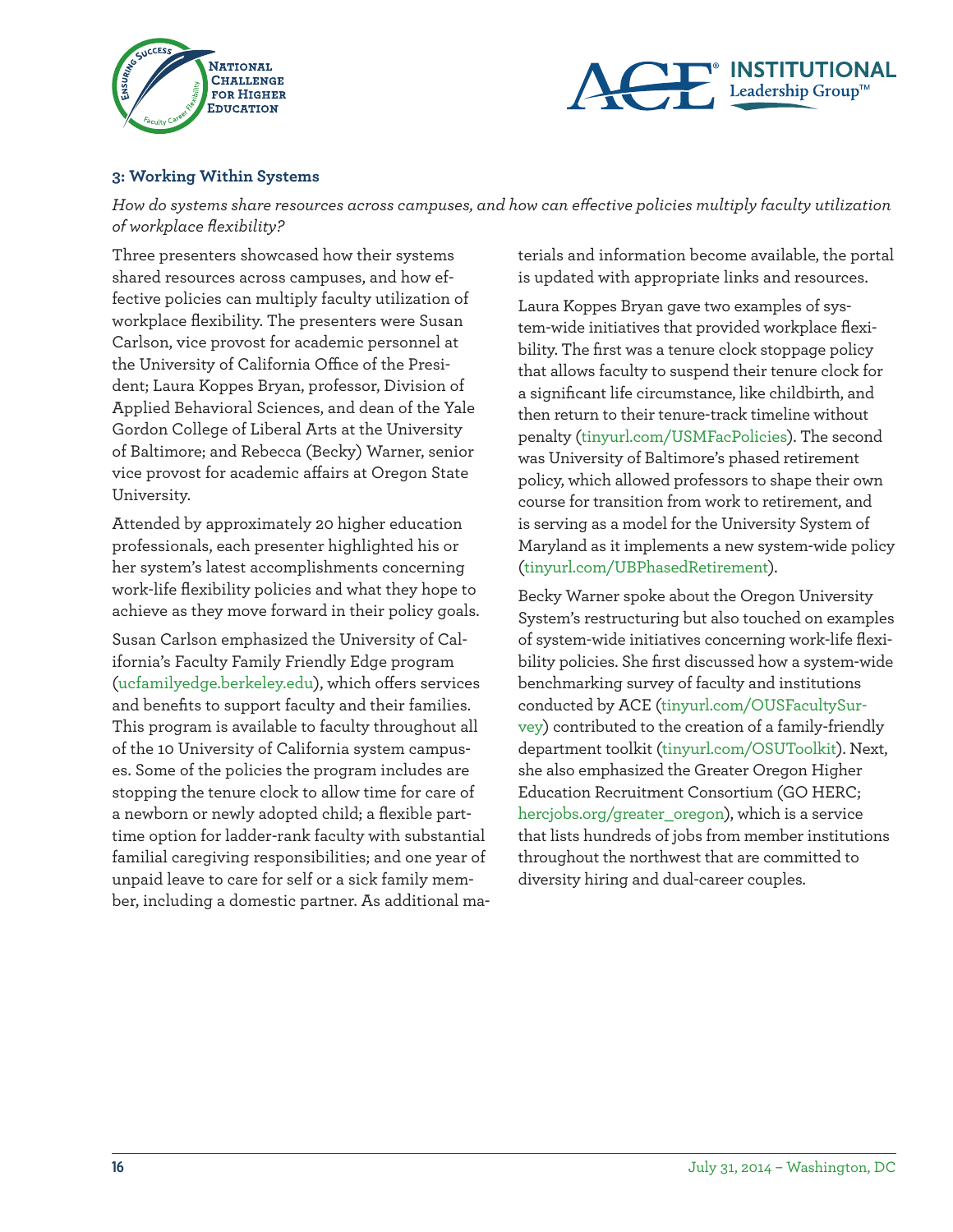### 3: Working Within Systems

*How do systems share resources across campuses, and how can effective policies multiply faculty utilization of workplace flexibility?*

Three presenters showcased how their systems shared resources across campuses, and how effective policies can multiply faculty utilization of workplace flexibility. The presenters were Susan Carlson, vice provost for academic personnel at the University of California Office of the President; Laura Koppes Bryan, professor, Division of Applied Behavioral Sciences, and dean of the Yale Gordon College of Liberal Arts at the University of Baltimore; and Rebecca (Becky) Warner, senior vice provost for academic affairs at Oregon State University.

Attended by approximately 20 higher education professionals, each presenter highlighted his or her system's latest accomplishments concerning work-life flexibility policies and what they hope to achieve as they move forward in their policy goals.

Susan Carlson emphasized the University of California's Faculty Family Friendly Edge program (ucfamilyedge.berkeley.edu), which offers services and benefits to support faculty and their families. This program is available to faculty throughout all of the 10 University of California system campuses. Some of the policies the program includes are stopping the tenure clock to allow time for care of a newborn or newly adopted child; a flexible part-time option for ladder-rank faculty with substantial familial caregiving responsibilities; and one year of unpaid leave to care for self or a sick family member, including a domestic partner. As additional materials and information become available, the portal is updated with appropriate links and resources.

Laura Koppes Bryan gave two examples of system-wide initiatives that provided workplace flexibility. The first was a tenure clock stoppage policy that allows faculty to suspend their tenure clock for a significant life circumstance, like childbirth, and then return to their tenure-track timeline without penalty (tinyurl.com/USMFacPolicies). The second was University of Baltimore's phased retirement policy, which allowed professors to shape their own course for transition from work to retirement, and is serving as a model for the University System of Maryland as it implements a new system-wide policy (tinyurl.com/UBPhasedRetirement).

Becky Warner spoke about the Oregon University System's restructuring but also touched on examples of system-wide initiatives concerning work-life flexibility policies. She first discussed how a system-wide benchmarking survey of faculty and institutions conducted by ACE (tinyurl.com/OUSFacultySurvey) contributed to the creation of a family-friendly department toolkit (tinyurl.com/OSUToolkit). Next, she also emphasized the Greater Oregon Higher Education Recruitment Consortium (GO HERC; hercjobs.org/greater_oregon), which is a service that lists hundreds of jobs from member institutions throughout the northwest that are committed to diversity hiring and dual-career couples.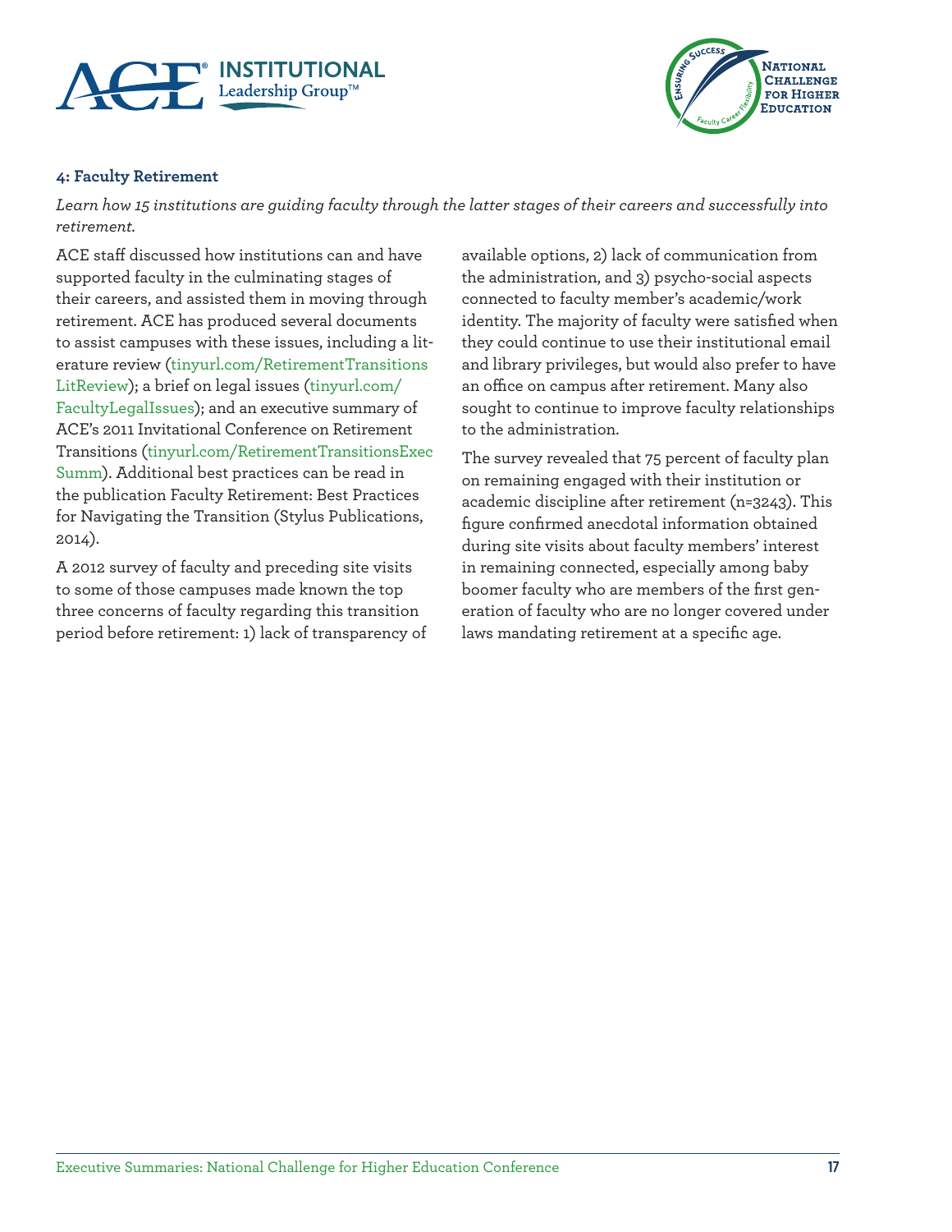#### 4: Faculty Retirement

*Learn how 15 institutions are guiding faculty through the latter stages of their careers and successfully into retirement.*

ACE staff discussed how institutions can and have supported faculty in the culminating stages of their careers, and assisted them in moving through retirement. ACE has produced several documents to assist campuses with these issues, including a literature review (tinyurl.com/RetirementTransitionsLitReview); a brief on legal issues (tinyurl.com/FacultyLegalIssues); and an executive summary of ACE's 2011 Invitational Conference on Retirement Transitions (tinyurl.com/RetirementTransitionsExecSumm). Additional best practices can be read in the publication Faculty Retirement: Best Practices for Navigating the Transition (Stylus Publications, 2014).

A 2012 survey of faculty and preceding site visits to some of those campuses made known the top three concerns of faculty regarding this transition period before retirement: 1) lack of transparency of available options, 2) lack of communication from the administration, and 3) psycho-social aspects connected to faculty member's academic/work identity. The majority of faculty were satisfied when they could continue to use their institutional email and library privileges, but would also prefer to have an office on campus after retirement. Many also sought to continue to improve faculty relationships to the administration.

The survey revealed that 75 percent of faculty plan on remaining engaged with their institution or academic discipline after retirement (n=3243). This figure confirmed anecdotal information obtained during site visits about faculty members' interest in remaining connected, especially among baby boomer faculty who are members of the first generation of faculty who are no longer covered under laws mandating retirement at a specific age.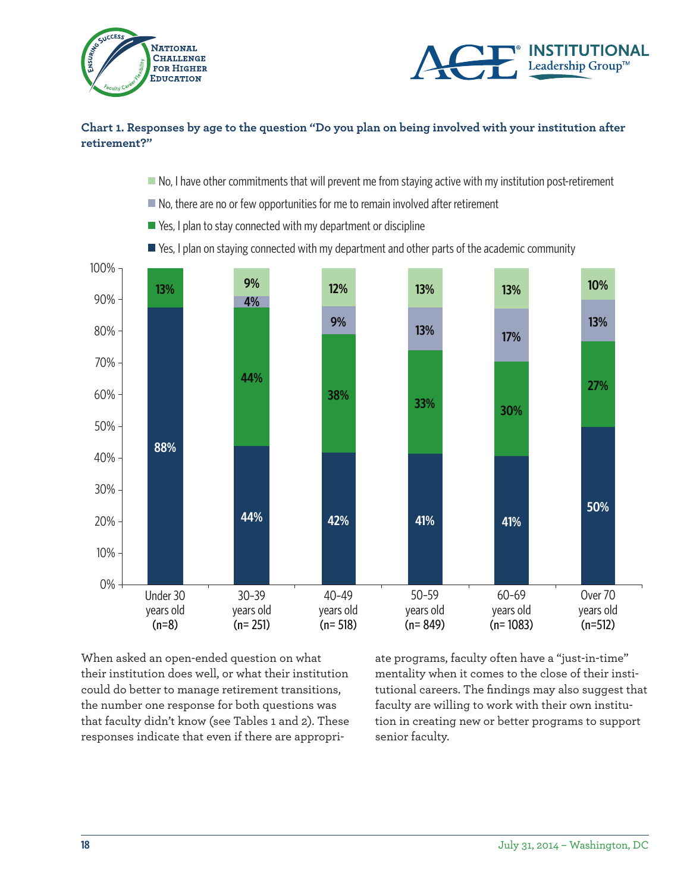**Chart 1. Responses by age to the question "Do you plan on being involved with your institution after retirement?"**

| Response | Under 30 years old (n=8) | 30-39 years old (n= 251) | 40-49 years old (n= 518) | 50-59 years old (n= 849) | 60-69 years old (n= 1083) | Over 70 years old (n=512) |
|---|---|---|---|---|---|---|
| No, I have other commitments that will prevent me from staying active with my institution post-retirement | | 9% | 12% | 13% | 13% | 10% |
| No, there are no or few opportunities for me to remain involved after retirement | | 4% | 9% | 13% | 17% | 13% |
| Yes, I plan to stay connected with my department or discipline | 13% | 44% | 38% | 33% | 30% | 27% |
| Yes, I plan on staying connected with my department and other parts of the academic community | 88% | 44% | 42% | 41% | 41% | 50% |

When asked an open-ended question on what their institution does well, or what their institution could do better to manage retirement transitions, the number one response for both questions was that faculty didn't know (see Tables 1 and 2). These responses indicate that even if there are appropriate programs, faculty often have a "just-in-time" mentality when it comes to the close of their institutional careers. The findings may also suggest that faculty are willing to work with their own institution in creating new or better programs to support senior faculty.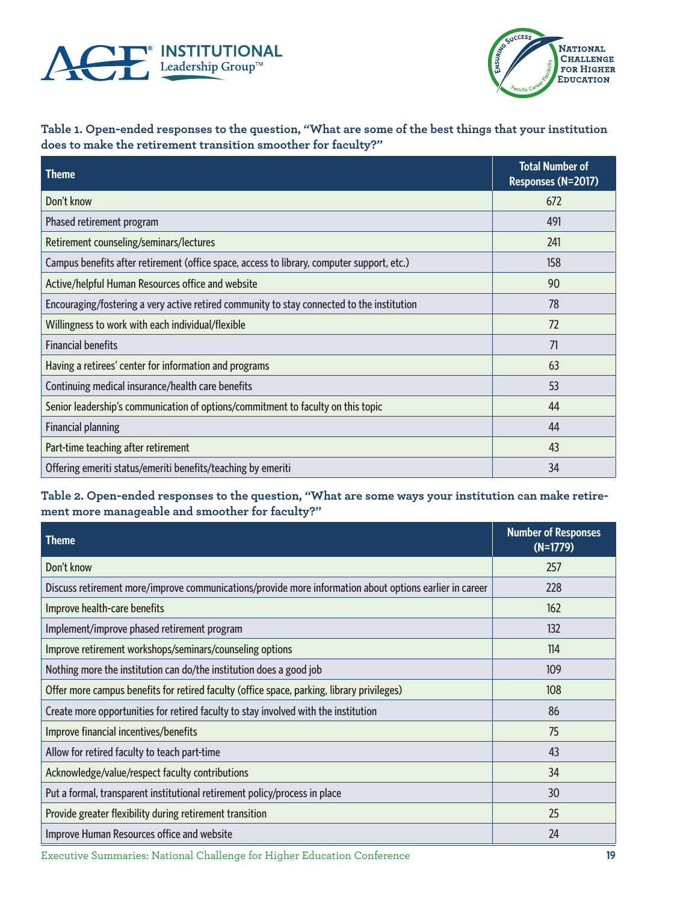**Table 1. Open-ended responses to the question, "What are some of the best things that your institution does to make the retirement transition smoother for faculty?"**

| Theme | Total Number of Responses (N=2017) |
|---|---|
| Don't know | 672 |
| Phased retirement program | 491 |
| Retirement counseling/seminars/lectures | 241 |
| Campus benefits after retirement (office space, access to library, computer support, etc.) | 158 |
| Active/helpful Human Resources office and website | 90 |
| Encouraging/fostering a very active retired community to stay connected to the institution | 78 |
| Willingness to work with each individual/flexible | 72 |
| Financial benefits | 71 |
| Having a retirees' center for information and programs | 63 |
| Continuing medical insurance/health care benefits | 53 |
| Senior leadership's communication of options/commitment to faculty on this topic | 44 |
| Financial planning | 44 |
| Part-time teaching after retirement | 43 |
| Offering emeriti status/emeriti benefits/teaching by emeriti | 34 |

**Table 2. Open-ended responses to the question, "What are some ways your institution can make retirement more manageable and smoother for faculty?"**

| Theme | Number of Responses (N=1779) |
|---|---|
| Don't know | 257 |
| Discuss retirement more/improve communications/provide more information about options earlier in career | 228 |
| Improve health-care benefits | 162 |
| Implement/improve phased retirement program | 132 |
| Improve retirement workshops/seminars/counseling options | 114 |
| Nothing more the institution can do/the institution does a good job | 109 |
| Offer more campus benefits for retired faculty (office space, parking, library privileges) | 108 |
| Create more opportunities for retired faculty to stay involved with the institution | 86 |
| Improve financial incentives/benefits | 75 |
| Allow for retired faculty to teach part-time | 43 |
| Acknowledge/value/respect faculty contributions | 34 |
| Put a formal, transparent institutional retirement policy/process in place | 30 |
| Provide greater flexibility during retirement transition | 25 |
| Improve Human Resources office and website | 24 |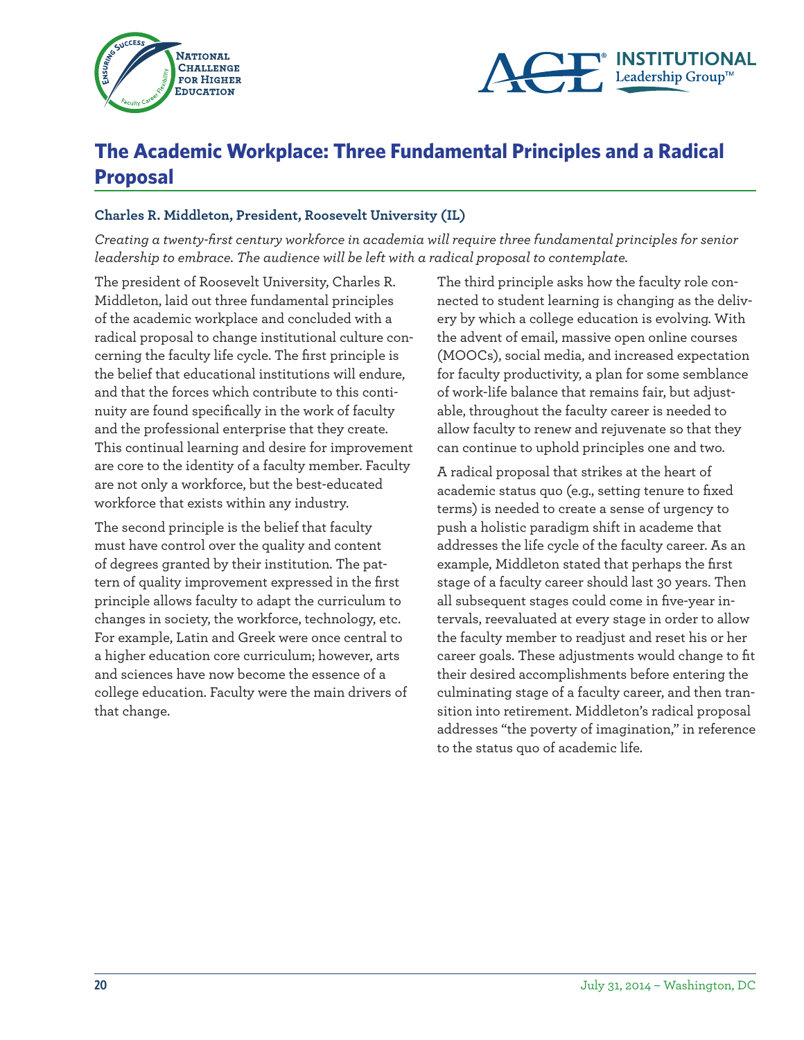# The Academic Workplace: Three Fundamental Principles and a Radical Proposal

**Charles R. Middleton, President, Roosevelt University (IL)**

*Creating a twenty-first century workforce in academia will require three fundamental principles for senior leadership to embrace. The audience will be left with a radical proposal to contemplate.*

The president of Roosevelt University, Charles R. Middleton, laid out three fundamental principles of the academic workplace and concluded with a radical proposal to change institutional culture concerning the faculty life cycle. The first principle is the belief that educational institutions will endure, and that the forces which contribute to this continuity are found specifically in the work of faculty and the professional enterprise that they create. This continual learning and desire for improvement are core to the identity of a faculty member. Faculty are not only a workforce, but the best-educated workforce that exists within any industry.

The second principle is the belief that faculty must have control over the quality and content of degrees granted by their institution. The pattern of quality improvement expressed in the first principle allows faculty to adapt the curriculum to changes in society, the workforce, technology, etc. For example, Latin and Greek were once central to a higher education core curriculum; however, arts and sciences have now become the essence of a college education. Faculty were the main drivers of that change.

The third principle asks how the faculty role connected to student learning is changing as the delivery by which a college education is evolving. With the advent of email, massive open online courses (MOOCs), social media, and increased expectation for faculty productivity, a plan for some semblance of work-life balance that remains fair, but adjustable, throughout the faculty career is needed to allow faculty to renew and rejuvenate so that they can continue to uphold principles one and two.

A radical proposal that strikes at the heart of academic status quo (e.g., setting tenure to fixed terms) is needed to create a sense of urgency to push a holistic paradigm shift in academe that addresses the life cycle of the faculty career. As an example, Middleton stated that perhaps the first stage of a faculty career should last 30 years. Then all subsequent stages could come in five-year intervals, reevaluated at every stage in order to allow the faculty member to readjust and reset his or her career goals. These adjustments would change to fit their desired accomplishments before entering the culminating stage of a faculty career, and then transition into retirement. Middleton's radical proposal addresses "the poverty of imagination," in reference to the status quo of academic life.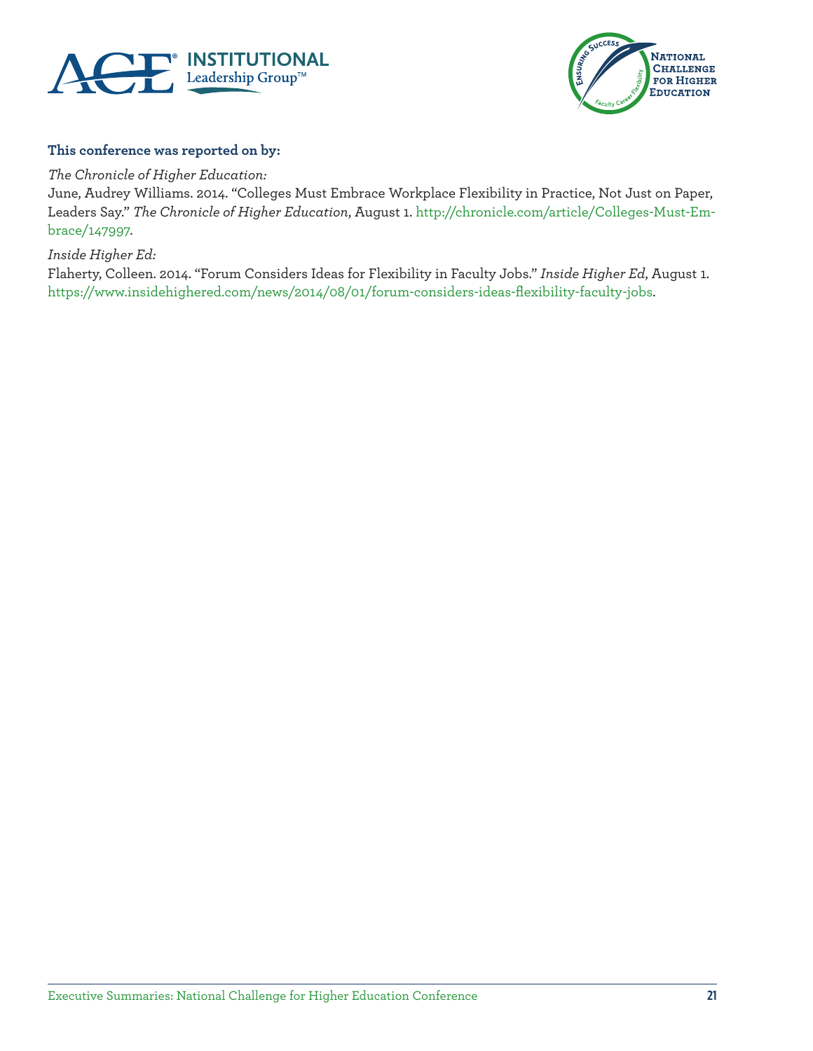**This conference was reported on by:**

*The Chronicle of Higher Education:*

June, Audrey Williams. 2014. "Colleges Must Embrace Workplace Flexibility in Practice, Not Just on Paper, Leaders Say." *The Chronicle of Higher Education,* August 1. http://chronicle.com/article/Colleges-Must-Embrace/147997.

*Inside Higher Ed:*

Flaherty, Colleen. 2014. "Forum Considers Ideas for Flexibility in Faculty Jobs." *Inside Higher Ed,* August 1. https://www.insidehighered.com/news/2014/08/01/forum-considers-ideas-flexibility-faculty-jobs.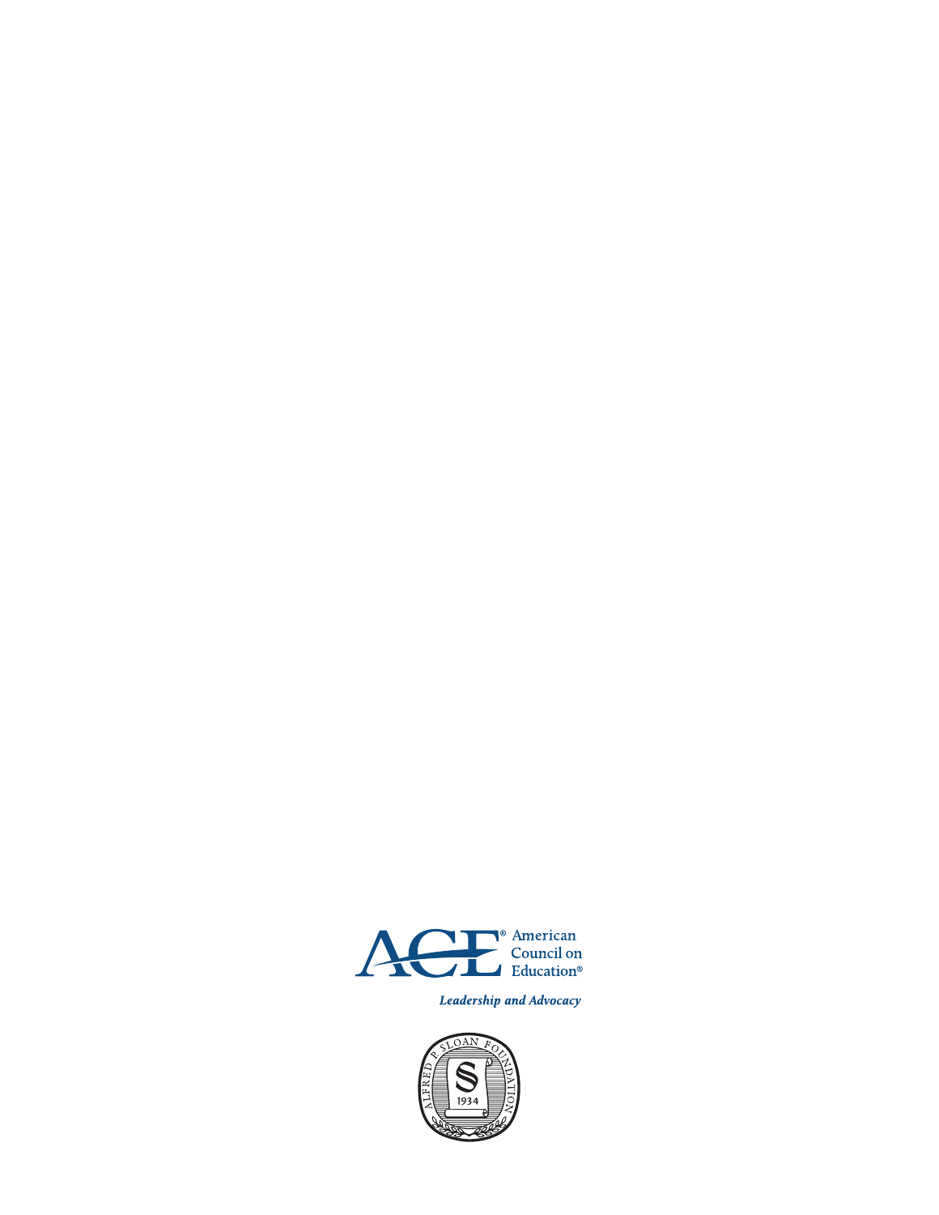ACE® American Council on Education®

*Leadership and Advocacy*

ALFRED P. SLOAN FOUNDATION

1934